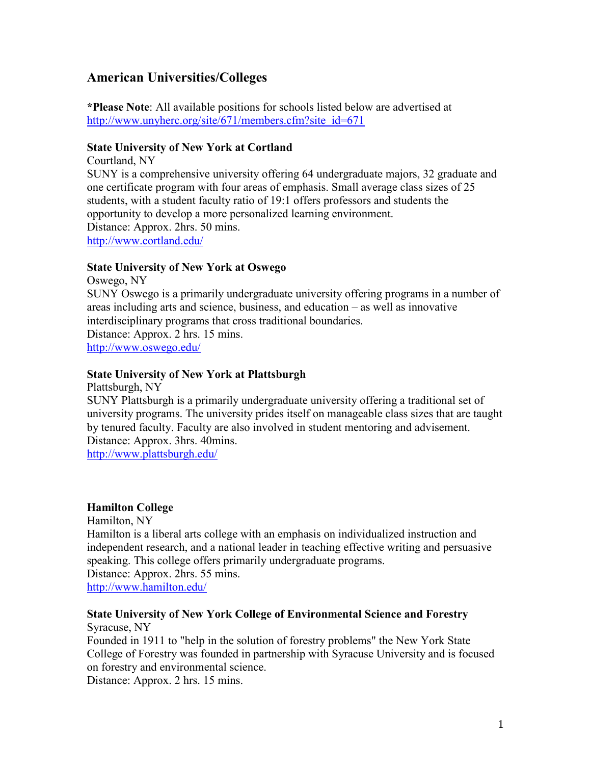## American Universities/Colleges

***Please Note**: All available positions for schools listed below are advertised at http://www.unyherc.org/site/671/members.cfm?site_id=671

**State University of New York at Cortland**
Courtland, NY
SUNY is a comprehensive university offering 64 undergraduate majors, 32 graduate and one certificate program with four areas of emphasis. Small average class sizes of 25 students, with a student faculty ratio of 19:1 offers professors and students the opportunity to develop a more personalized learning environment.
Distance: Approx. 2hrs. 50 mins.
http://www.cortland.edu/

**State University of New York at Oswego**
Oswego, NY
SUNY Oswego is a primarily undergraduate university offering programs in a number of areas including arts and science, business, and education – as well as innovative interdisciplinary programs that cross traditional boundaries.
Distance: Approx. 2 hrs. 15 mins.
http://www.oswego.edu/

**State University of New York at Plattsburgh**
Plattsburgh, NY
SUNY Plattsburgh is a primarily undergraduate university offering a traditional set of university programs. The university prides itself on manageable class sizes that are taught by tenured faculty. Faculty are also involved in student mentoring and advisement.
Distance: Approx. 3hrs. 40mins.
http://www.plattsburgh.edu/

**Hamilton College**
Hamilton, NY
Hamilton is a liberal arts college with an emphasis on individualized instruction and independent research, and a national leader in teaching effective writing and persuasive speaking. This college offers primarily undergraduate programs.
Distance: Approx. 2hrs. 55 mins.
http://www.hamilton.edu/

**State University of New York College of Environmental Science and Forestry**
Syracuse, NY
Founded in 1911 to "help in the solution of forestry problems" the New York State College of Forestry was founded in partnership with Syracuse University and is focused on forestry and environmental science.
Distance: Approx. 2 hrs. 15 mins.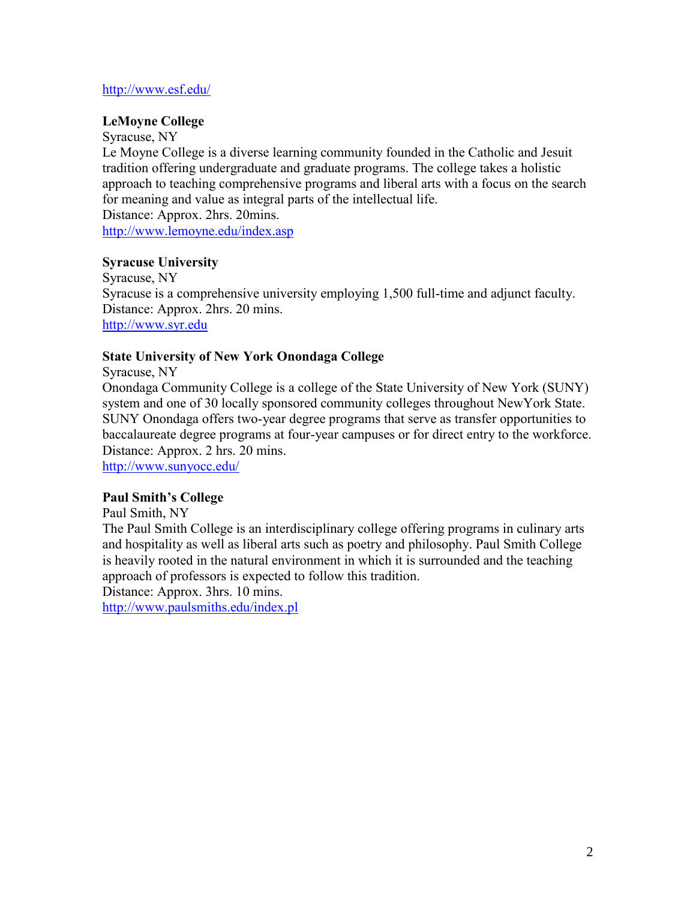http://www.esf.edu/

**LeMoyne College**
Syracuse, NY
Le Moyne College is a diverse learning community founded in the Catholic and Jesuit tradition offering undergraduate and graduate programs. The college takes a holistic approach to teaching comprehensive programs and liberal arts with a focus on the search for meaning and value as integral parts of the intellectual life.
Distance: Approx. 2hrs. 20mins.
http://www.lemoyne.edu/index.asp

**Syracuse University**
Syracuse, NY
Syracuse is a comprehensive university employing 1,500 full-time and adjunct faculty.
Distance: Approx. 2hrs. 20 mins.
http://www.syr.edu

**State University of New York Onondaga College**
Syracuse, NY
Onondaga Community College is a college of the State University of New York (SUNY) system and one of 30 locally sponsored community colleges throughout NewYork State. SUNY Onondaga offers two-year degree programs that serve as transfer opportunities to baccalaureate degree programs at four-year campuses or for direct entry to the workforce.
Distance: Approx. 2 hrs. 20 mins.
http://www.sunyocc.edu/

**Paul Smith's College**
Paul Smith, NY
The Paul Smith College is an interdisciplinary college offering programs in culinary arts and hospitality as well as liberal arts such as poetry and philosophy. Paul Smith College is heavily rooted in the natural environment in which it is surrounded and the teaching approach of professors is expected to follow this tradition.
Distance: Approx. 3hrs. 10 mins.
http://www.paulsmiths.edu/index.pl